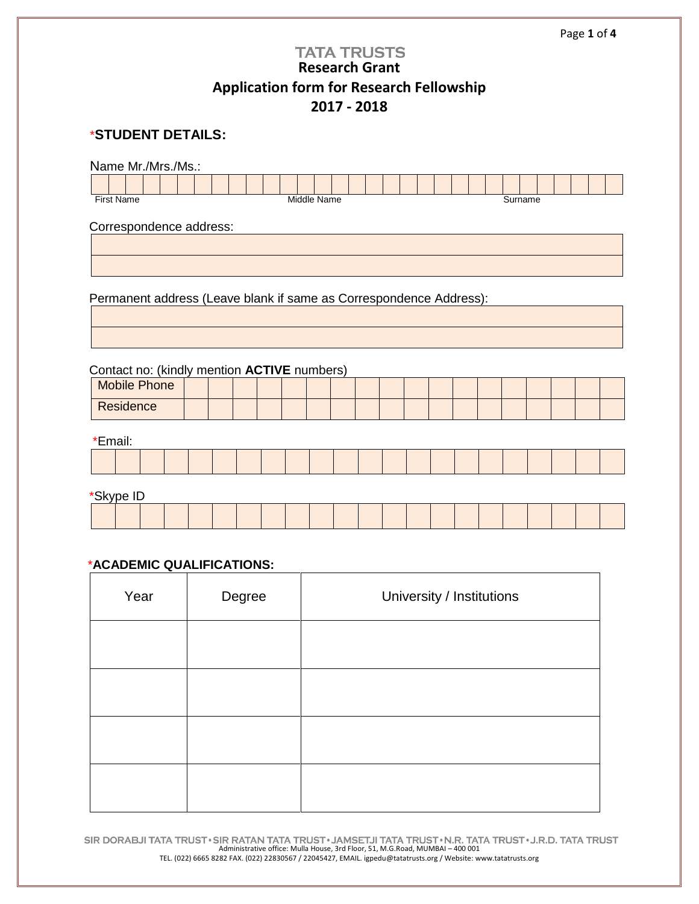# TATA TRUSTS

## Research Grant

## Application form for Research Fellowship

## 2017 - 2018

### *STUDENT DETAILS:

Name Mr./Mrs./Ms.:

First Name | Middle Name | Surname

Correspondence address:

Permanent address (Leave blank if same as Correspondence Address):

Contact no: (kindly mention **ACTIVE** numbers)

| Mobile Phone | |
|---|---|
| Residence | |

*Email:

*Skype ID

### *ACADEMIC QUALIFICATIONS:

| Year | Degree | University / Institutions |
|---|---|---|
| | | |
| | | |
| | | |
| | | |

SIR DORABJI TATA TRUST • SIR RATAN TATA TRUST • JAMSETJI TATA TRUST • N.R. TATA TRUST • J.R.D. TATA TRUST
Administrative office: Mulla House, 3rd Floor, 51, M.G.Road, MUMBAI – 400 001
TEL. (022) 6665 8282 FAX. (022) 22830567 / 22045427, EMAIL. igpedu@tatatrusts.org / Website: www.tatatrusts.org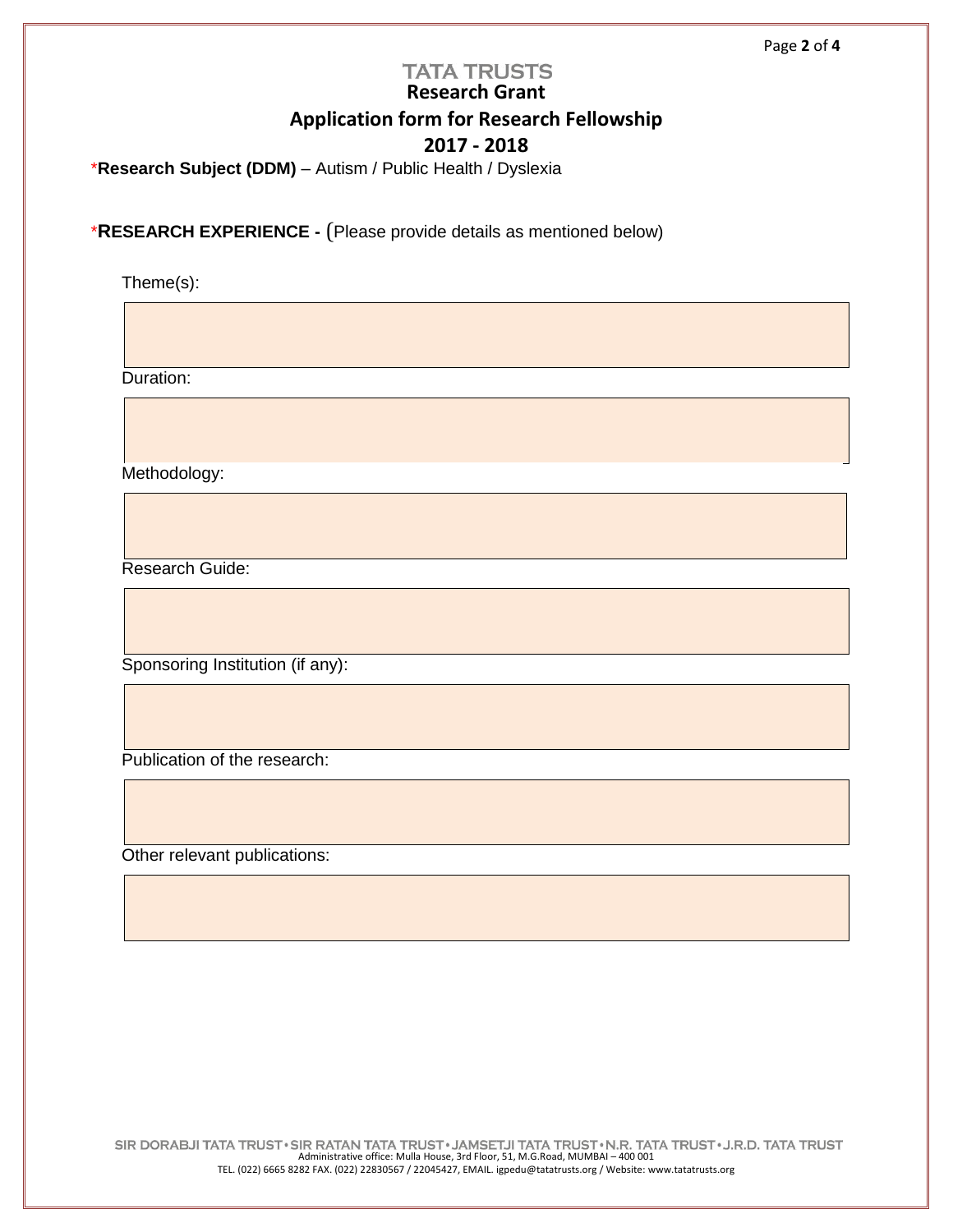# TATA TRUSTS

## Research Grant

## Application form for Research Fellowship

## 2017 - 2018

***Research Subject (DDM)** – Autism / Public Health / Dyslexia

***RESEARCH EXPERIENCE -** (Please provide details as mentioned below)

Theme(s):

Duration:

Methodology:

Research Guide:

Sponsoring Institution (if any):

Publication of the research:

Other relevant publications:

SIR DORABJI TATA TRUST • SIR RATAN TATA TRUST • JAMSETJI TATA TRUST • N.R. TATA TRUST • J.R.D. TATA TRUST

Administrative office: Mulla House, 3rd Floor, 51, M.G.Road, MUMBAI – 400 001

TEL. (022) 6665 8282 FAX. (022) 22830567 / 22045427, EMAIL. igpedu@tatatrusts.org / Website: www.tatatrusts.org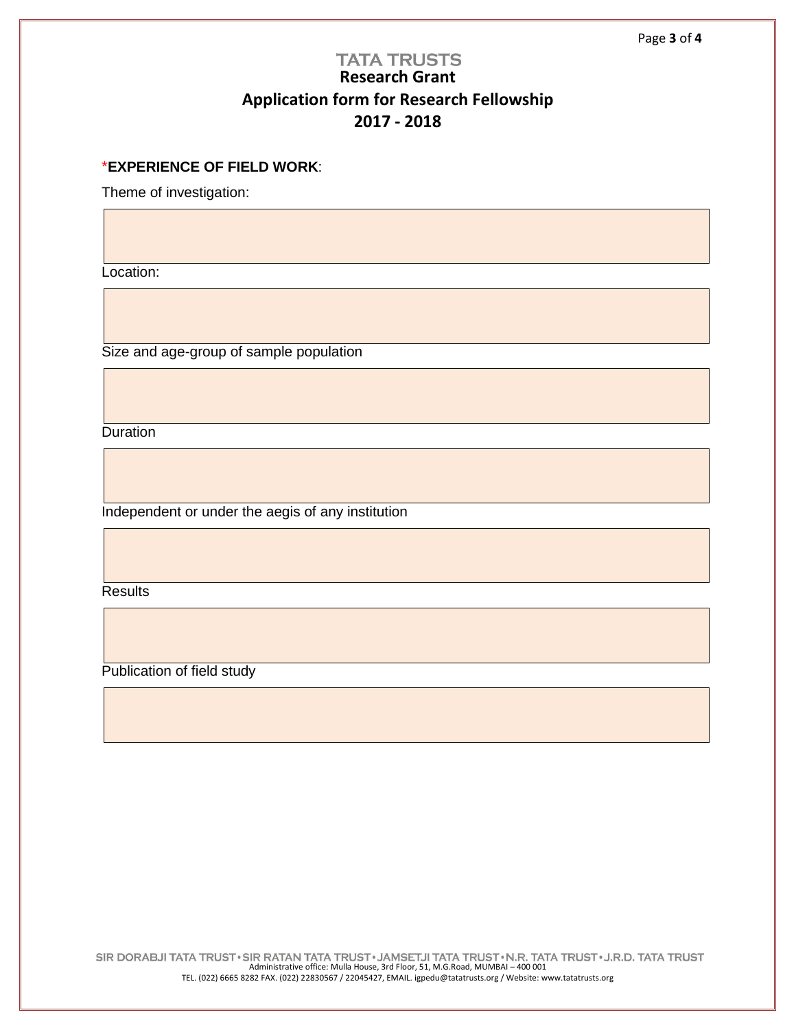# TATA TRUSTS
## Research Grant
## Application form for Research Fellowship
## 2017 - 2018

***EXPERIENCE OF FIELD WORK**:

Theme of investigation:

Location:

Size and age-group of sample population

Duration

Independent or under the aegis of any institution

Results

Publication of field study

SIR DORABJI TATA TRUST • SIR RATAN TATA TRUST • JAMSETJI TATA TRUST • N.R. TATA TRUST • J.R.D. TATA TRUST
Administrative office: Mulla House, 3rd Floor, 51, M.G.Road, MUMBAI – 400 001
TEL. (022) 6665 8282 FAX. (022) 22830567 / 22045427, EMAIL. igpedu@tatatrusts.org / Website: www.tatatrusts.org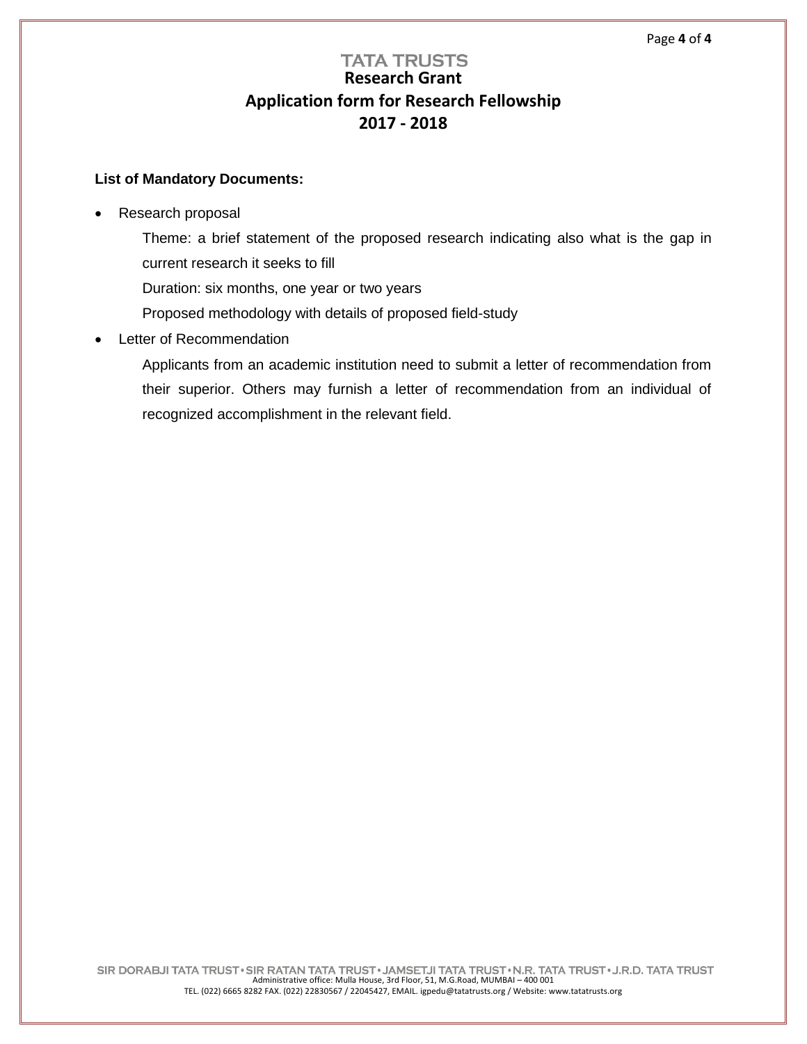**List of Mandatory Documents:**

- Research proposal

  Theme: a brief statement of the proposed research indicating also what is the gap in current research it seeks to fill

  Duration: six months, one year or two years

  Proposed methodology with details of proposed field-study

- Letter of Recommendation

  Applicants from an academic institution need to submit a letter of recommendation from their superior. Others may furnish a letter of recommendation from an individual of recognized accomplishment in the relevant field.